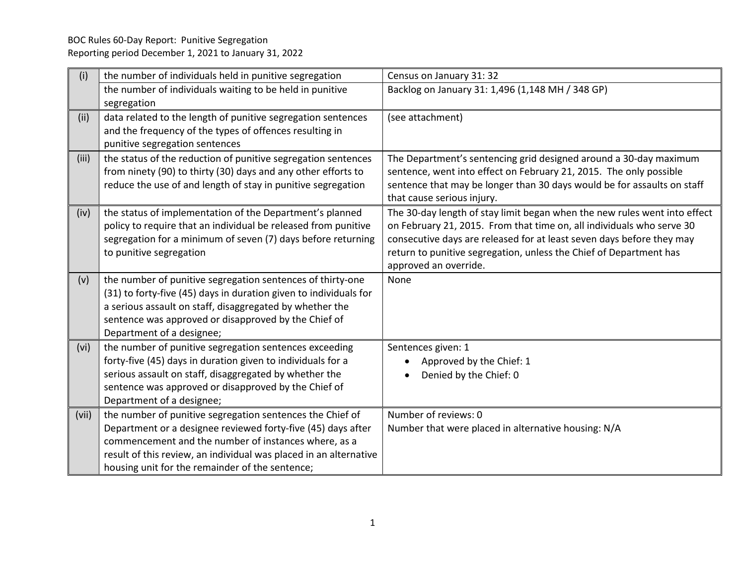BOC Rules 60-Day Report: Punitive Segregation
Reporting period December 1, 2021 to January 31, 2022

| | | |
|---|---|---|
| (i) | the number of individuals held in punitive segregation | Census on January 31: 32 |
| | the number of individuals waiting to be held in punitive segregation | Backlog on January 31: 1,496 (1,148 MH / 348 GP) |
| (ii) | data related to the length of punitive segregation sentences and the frequency of the types of offences resulting in punitive segregation sentences | (see attachment) |
| (iii) | the status of the reduction of punitive segregation sentences from ninety (90) to thirty (30) days and any other efforts to reduce the use of and length of stay in punitive segregation | The Department's sentencing grid designed around a 30-day maximum sentence, went into effect on February 21, 2015. The only possible sentence that may be longer than 30 days would be for assaults on staff that cause serious injury. |
| (iv) | the status of implementation of the Department's planned policy to require that an individual be released from punitive segregation for a minimum of seven (7) days before returning to punitive segregation | The 30-day length of stay limit began when the new rules went into effect on February 21, 2015. From that time on, all individuals who serve 30 consecutive days are released for at least seven days before they may return to punitive segregation, unless the Chief of Department has approved an override. |
| (v) | the number of punitive segregation sentences of thirty-one (31) to forty-five (45) days in duration given to individuals for a serious assault on staff, disaggregated by whether the sentence was approved or disapproved by the Chief of Department of a designee; | None |
| (vi) | the number of punitive segregation sentences exceeding forty-five (45) days in duration given to individuals for a serious assault on staff, disaggregated by whether the sentence was approved or disapproved by the Chief of Department of a designee; | Sentences given: 1<br>• Approved by the Chief: 1<br>• Denied by the Chief: 0 |
| (vii) | the number of punitive segregation sentences the Chief of Department or a designee reviewed forty-five (45) days after commencement and the number of instances where, as a result of this review, an individual was placed in an alternative housing unit for the remainder of the sentence; | Number of reviews: 0<br>Number that were placed in alternative housing: N/A |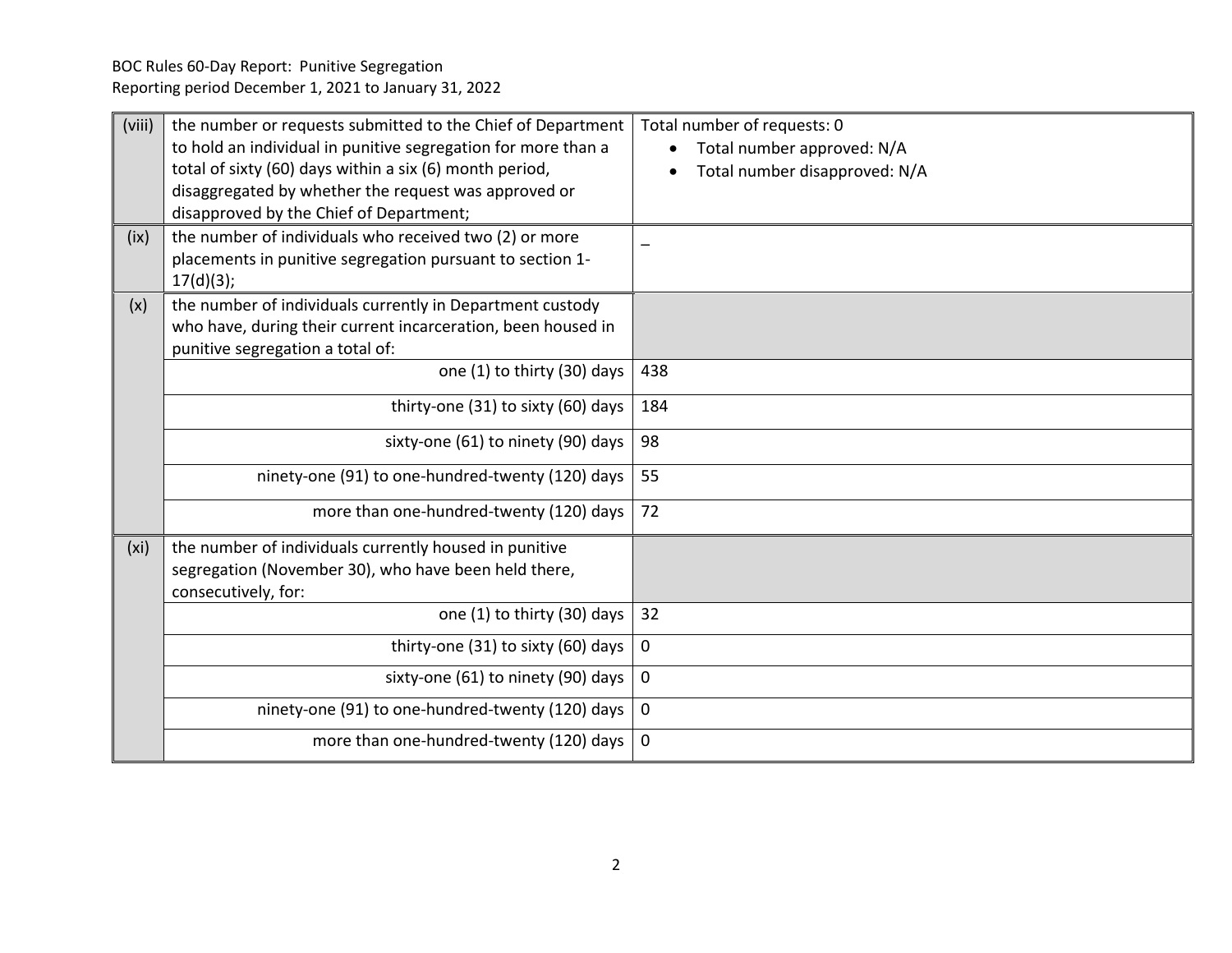BOC Rules 60-Day Report: Punitive Segregation
Reporting period December 1, 2021 to January 31, 2022

| | | |
|---|---|---|
| (viii) | the number or requests submitted to the Chief of Department to hold an individual in punitive segregation for more than a total of sixty (60) days within a six (6) month period, disaggregated by whether the request was approved or disapproved by the Chief of Department; | Total number of requests: 0<br>• Total number approved: N/A<br>• Total number disapproved: N/A |
| (ix) | the number of individuals who received two (2) or more placements in punitive segregation pursuant to section 1-17(d)(3); | – |
| (x) | the number of individuals currently in Department custody who have, during their current incarceration, been housed in punitive segregation a total of: | |
| | one (1) to thirty (30) days | 438 |
| | thirty-one (31) to sixty (60) days | 184 |
| | sixty-one (61) to ninety (90) days | 98 |
| | ninety-one (91) to one-hundred-twenty (120) days | 55 |
| | more than one-hundred-twenty (120) days | 72 |
| (xi) | the number of individuals currently housed in punitive segregation (November 30), who have been held there, consecutively, for: | |
| | one (1) to thirty (30) days | 32 |
| | thirty-one (31) to sixty (60) days | 0 |
| | sixty-one (61) to ninety (90) days | 0 |
| | ninety-one (91) to one-hundred-twenty (120) days | 0 |
| | more than one-hundred-twenty (120) days | 0 |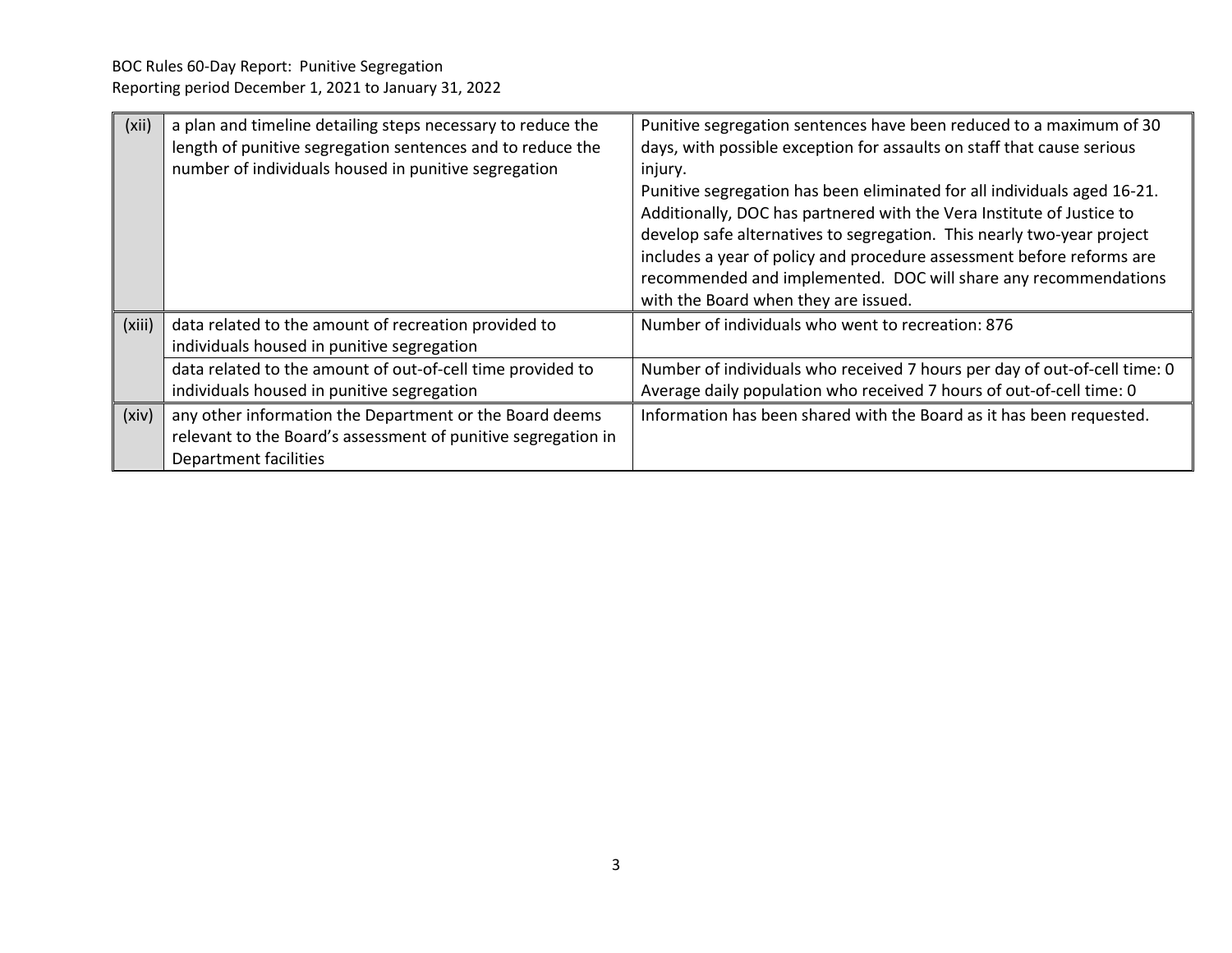| | | |
|---|---|---|
| (xii) | a plan and timeline detailing steps necessary to reduce the length of punitive segregation sentences and to reduce the number of individuals housed in punitive segregation | Punitive segregation sentences have been reduced to a maximum of 30 days, with possible exception for assaults on staff that cause serious injury.<br>Punitive segregation has been eliminated for all individuals aged 16-21. Additionally, DOC has partnered with the Vera Institute of Justice to develop safe alternatives to segregation. This nearly two-year project includes a year of policy and procedure assessment before reforms are recommended and implemented. DOC will share any recommendations with the Board when they are issued. |
| (xiii) | data related to the amount of recreation provided to individuals housed in punitive segregation | Number of individuals who went to recreation: 876 |
| | data related to the amount of out-of-cell time provided to individuals housed in punitive segregation | Number of individuals who received 7 hours per day of out-of-cell time: 0<br>Average daily population who received 7 hours of out-of-cell time: 0 |
| (xiv) | any other information the Department or the Board deems relevant to the Board's assessment of punitive segregation in Department facilities | Information has been shared with the Board as it has been requested. |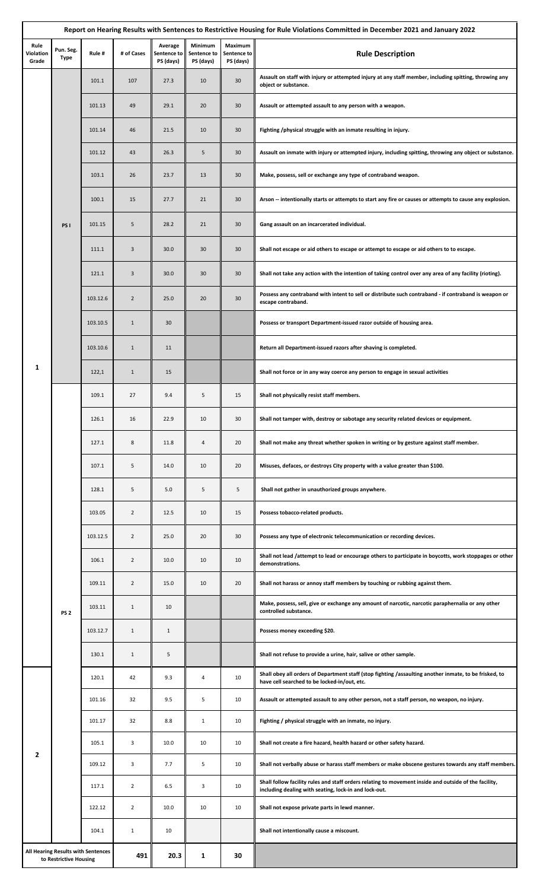| Report on Hearing Results with Sentences to Restrictive Housing for Rule Violations Committed in December 2021 and January 2022 | | | | | | | |
|---|---|---|---|---|---|---|---|
| Rule Violation Grade | Pun. Seg. Type | Rule # | # of Cases | Average Sentence to PS (days) | Minimum Sentence to PS (days) | Maximum Sentence to PS (days) | Rule Description |
| 1 | PS I | 101.1 | 107 | 27.3 | 10 | 30 | Assault on staff with injury or attempted injury at any staff member, including spitting, throwing any object or substance. |
| | | 101.13 | 49 | 29.1 | 20 | 30 | Assault or attempted assault to any person with a weapon. |
| | | 101.14 | 46 | 21.5 | 10 | 30 | Fighting /physical struggle with an inmate resulting in injury. |
| | | 101.12 | 43 | 26.3 | 5 | 30 | Assault on inmate with injury or attempted injury, including spitting, throwing any object or substance. |
| | | 103.1 | 26 | 23.7 | 13 | 30 | Make, possess, sell or exchange any type of contraband weapon. |
| | | 100.1 | 15 | 27.7 | 21 | 30 | Arson -- intentionally starts or attempts to start any fire or causes or attempts to cause any explosion. |
| | | 101.15 | 5 | 28.2 | 21 | 30 | Gang assault on an incarcerated individual. |
| | | 111.1 | 3 | 30.0 | 30 | 30 | Shall not escape or aid others to escape or attempt to escape or aid others to to escape. |
| | | 121.1 | 3 | 30.0 | 30 | 30 | Shall not take any action with the intention of taking control over any area of any facility (rioting). |
| | | 103.12.6 | 2 | 25.0 | 20 | 30 | Possess any contraband with intent to sell or distribute such contraband - if contraband is weapon or escape contraband. |
| | | 103.10.5 | 1 | 30 | | | Possess or transport Department-issued razor outside of housing area. |
| | | 103.10.6 | 1 | 11 | | | Return all Department-issued razors after shaving is completed. |
| | | 122,1 | 1 | 15 | | | Shall not force or in any way coerce any person to engage in sexual activities |
| | PS 2 | 109.1 | 27 | 9.4 | 5 | 15 | Shall not physically resist staff members. |
| | | 126.1 | 16 | 22.9 | 10 | 30 | Shall not tamper with, destroy or sabotage any security related devices or equipment. |
| | | 127.1 | 8 | 11.8 | 4 | 20 | Shall not make any threat whether spoken in writing or by gesture against staff member. |
| | | 107.1 | 5 | 14.0 | 10 | 20 | Misuses, defaces, or destroys City property with a value greater than $100. |
| | | 128.1 | 5 | 5.0 | 5 | 5 | Shall not gather in unauthorized groups anywhere. |
| | | 103.05 | 2 | 12.5 | 10 | 15 | Possess tobacco-related products. |
| | | 103.12.5 | 2 | 25.0 | 20 | 30 | Possess any type of electronic telecommunication or recording devices. |
| | | 106.1 | 2 | 10.0 | 10 | 10 | Shall not lead /attempt to lead or encourage others to participate in boycotts, work stoppages or other demonstrations. |
| | | 109.11 | 2 | 15.0 | 10 | 20 | Shall not harass or annoy staff members by touching or rubbing against them. |
| | | 103.11 | 1 | 10 | | | Make, possess, sell, give or exchange any amount of narcotic, narcotic paraphernalia or any other controlled substance. |
| | | 103.12.7 | 1 | 1 | | | Possess money exceeding $20. |
| | | 130.1 | 1 | 5 | | | Shall not refuse to provide a urine, hair, salive or other sample. |
| 2 | | 120.1 | 42 | 9.3 | 4 | 10 | Shall obey all orders of Department staff (stop fighting /assaulting another inmate, to be frisked, to have cell searched to be locked-in/out, etc. |
| | | 101.16 | 32 | 9.5 | 5 | 10 | Assault or attempted assault to any other person, not a staff person, no weapon, no injury. |
| | | 101.17 | 32 | 8.8 | 1 | 10 | Fighting / physical struggle with an inmate, no injury. |
| | | 105.1 | 3 | 10.0 | 10 | 10 | Shall not create a fire hazard, health hazard or other safety hazard. |
| | | 109.12 | 3 | 7.7 | 5 | 10 | Shall not verbally abuse or harass staff members or make obscene gestures towards any staff members. |
| | | 117.1 | 2 | 6.5 | 3 | 10 | Shall follow facility rules and staff orders relating to movement inside and outside of the facility, including dealing with seating, lock-in and lock-out. |
| | | 122.12 | 2 | 10.0 | 10 | 10 | Shall not expose private parts in lewd manner. |
| | | 104.1 | 1 | 10 | | | Shall not intentionally cause a miscount. |
| **All Hearing Results with Sentences to Restrictive Housing** | | | **491** | **20.3** | **1** | **30** | |